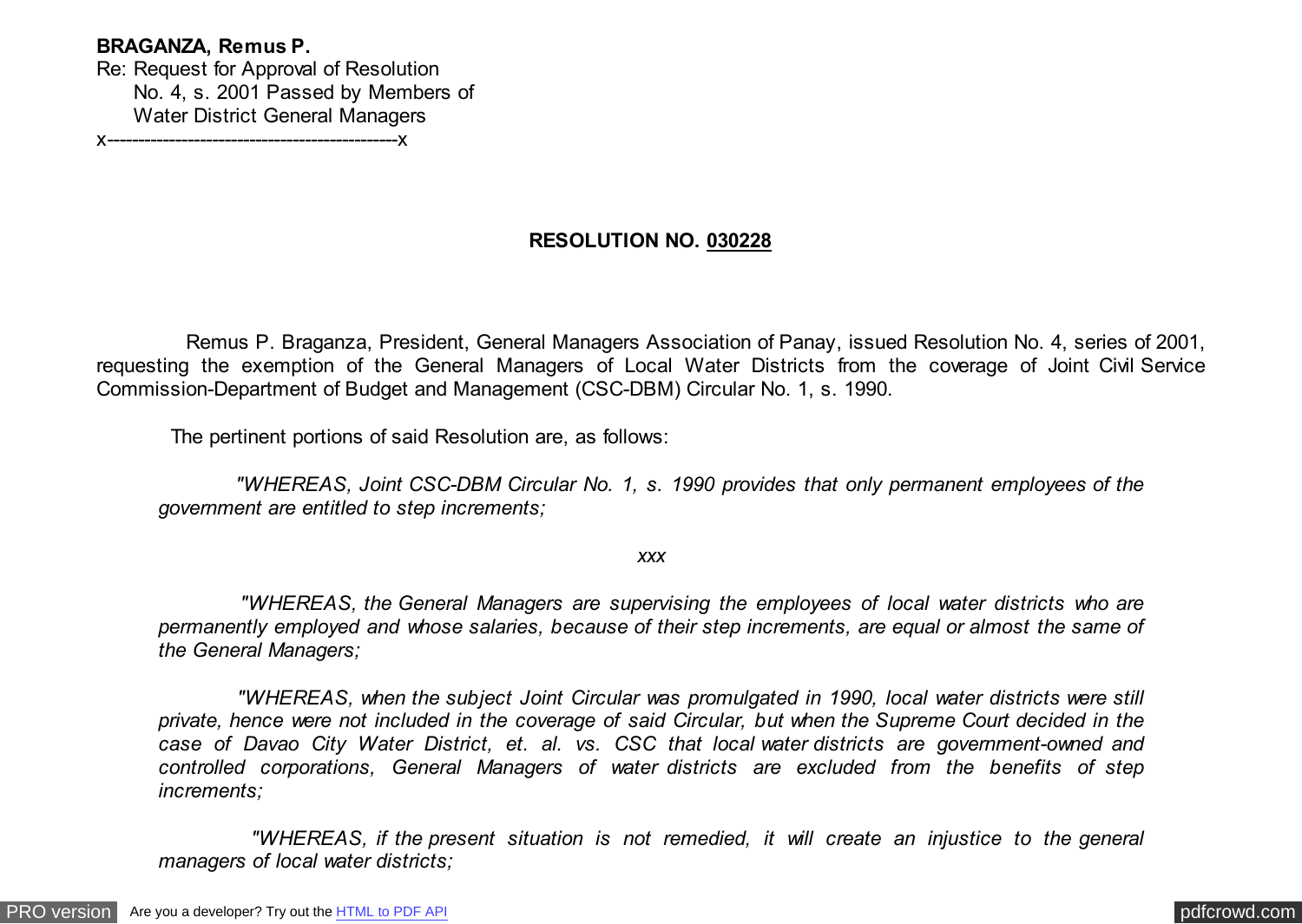**BRAGANZA, Remus P.**
Re: Request for Approval of Resolution
No. 4, s. 2001 Passed by Members of
Water District General Managers
x----------------------------------------------x

**RESOLUTION NO. <u>030228</u>**

Remus P. Braganza, President, General Managers Association of Panay, issued Resolution No. 4, series of 2001, requesting the exemption of the General Managers of Local Water Districts from the coverage of Joint Civil Service Commission-Department of Budget and Management (CSC-DBM) Circular No. 1, s. 1990.

The pertinent portions of said Resolution are, as follows:

> *"WHEREAS, Joint CSC-DBM Circular No. 1, s. 1990 provides that only permanent employees of the government are entitled to step increments;*
>
> *xxx*
>
> *"WHEREAS, the General Managers are supervising the employees of local water districts who are permanently employed and whose salaries, because of their step increments, are equal or almost the same of the General Managers;*
>
> *"WHEREAS, when the subject Joint Circular was promulgated in 1990, local water districts were still private, hence were not included in the coverage of said Circular, but when the Supreme Court decided in the case of Davao City Water District, et. al. vs. CSC that local water districts are government-owned and controlled corporations, General Managers of water districts are excluded from the benefits of step increments;*
>
> *"WHEREAS, if the present situation is not remedied, it will create an injustice to the general managers of local water districts;*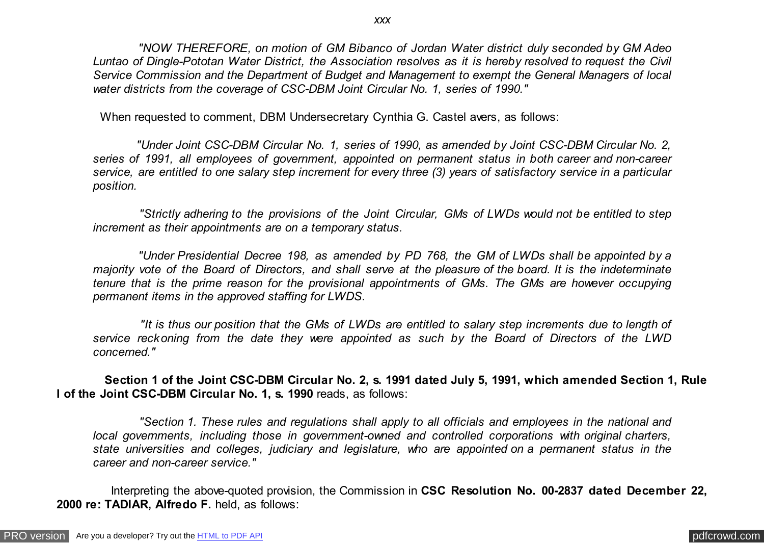*xxx*

*"NOW THEREFORE, on motion of GM Bibanco of Jordan Water district duly seconded by GM Adeo Luntao of Dingle-Pototan Water District, the Association resolves as it is hereby resolved to request the Civil Service Commission and the Department of Budget and Management to exempt the General Managers of local water districts from the coverage of CSC-DBM Joint Circular No. 1, series of 1990."*

When requested to comment, DBM Undersecretary Cynthia G. Castel avers, as follows:

*"Under Joint CSC-DBM Circular No. 1, series of 1990, as amended by Joint CSC-DBM Circular No. 2, series of 1991, all employees of government, appointed on permanent status in both career and non-career service, are entitled to one salary step increment for every three (3) years of satisfactory service in a particular position.*

*"Strictly adhering to the provisions of the Joint Circular, GMs of LWDs would not be entitled to step increment as their appointments are on a temporary status.*

*"Under Presidential Decree 198, as amended by PD 768, the GM of LWDs shall be appointed by a majority vote of the Board of Directors, and shall serve at the pleasure of the board. It is the indeterminate tenure that is the prime reason for the provisional appointments of GMs. The GMs are however occupying permanent items in the approved staffing for LWDS.*

*"It is thus our position that the GMs of LWDs are entitled to salary step increments due to length of service reckoning from the date they were appointed as such by the Board of Directors of the LWD concerned."*

**Section 1 of the Joint CSC-DBM Circular No. 2, s. 1991 dated July 5, 1991, which amended Section 1, Rule I of the Joint CSC-DBM Circular No. 1, s. 1990** reads, as follows:

*"Section 1. These rules and regulations shall apply to all officials and employees in the national and local governments, including those in government-owned and controlled corporations with original charters, state universities and colleges, judiciary and legislature, who are appointed on a permanent status in the career and non-career service."*

Interpreting the above-quoted provision, the Commission in **CSC Resolution No. 00-2837 dated December 22, 2000 re: TADIAR, Alfredo F.** held, as follows: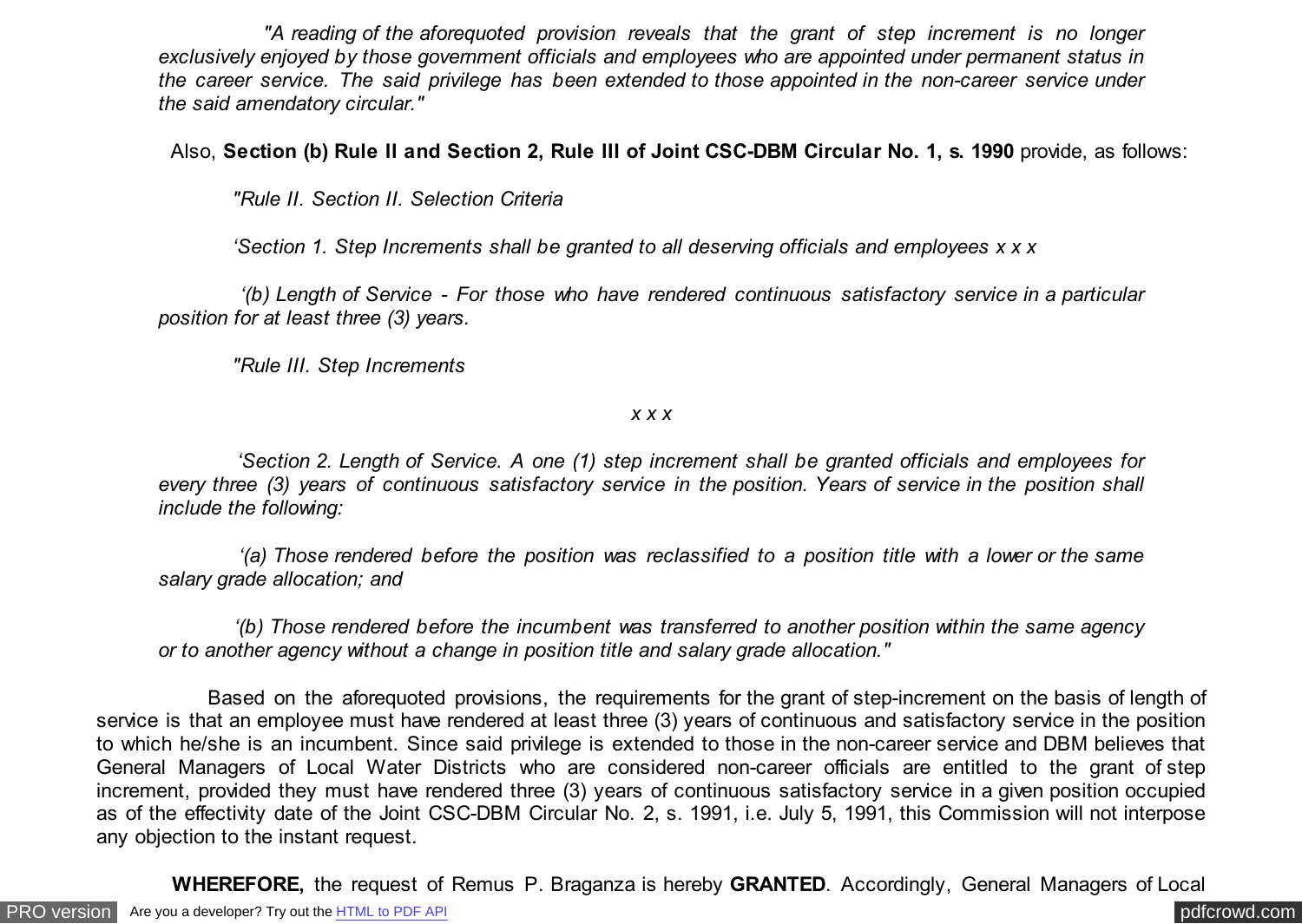*"A reading of the aforequoted provision reveals that the grant of step increment is no longer exclusively enjoyed by those government officials and employees who are appointed under permanent status in the career service. The said privilege has been extended to those appointed in the non-career service under the said amendatory circular."*

Also, **Section (b) Rule II and Section 2, Rule III of Joint CSC-DBM Circular No. 1, s. 1990** provide, as follows:

*"Rule II. Section II. Selection Criteria*

*'Section 1. Step Increments shall be granted to all deserving officials and employees x x x*

*'(b) Length of Service - For those who have rendered continuous satisfactory service in a particular position for at least three (3) years.*

*"Rule III. Step Increments*

*x x x*

*'Section 2. Length of Service. A one (1) step increment shall be granted officials and employees for every three (3) years of continuous satisfactory service in the position. Years of service in the position shall include the following:*

*'(a) Those rendered before the position was reclassified to a position title with a lower or the same salary grade allocation; and*

*'(b) Those rendered before the incumbent was transferred to another position within the same agency or to another agency without a change in position title and salary grade allocation."*

Based on the aforequoted provisions, the requirements for the grant of step-increment on the basis of length of service is that an employee must have rendered at least three (3) years of continuous and satisfactory service in the position to which he/she is an incumbent. Since said privilege is extended to those in the non-career service and DBM believes that General Managers of Local Water Districts who are considered non-career officials are entitled to the grant of step increment, provided they must have rendered three (3) years of continuous satisfactory service in a given position occupied as of the effectivity date of the Joint CSC-DBM Circular No. 2, s. 1991, i.e. July 5, 1991, this Commission will not interpose any objection to the instant request.

**WHEREFORE,** the request of Remus P. Braganza is hereby **GRANTED**. Accordingly, General Managers of Local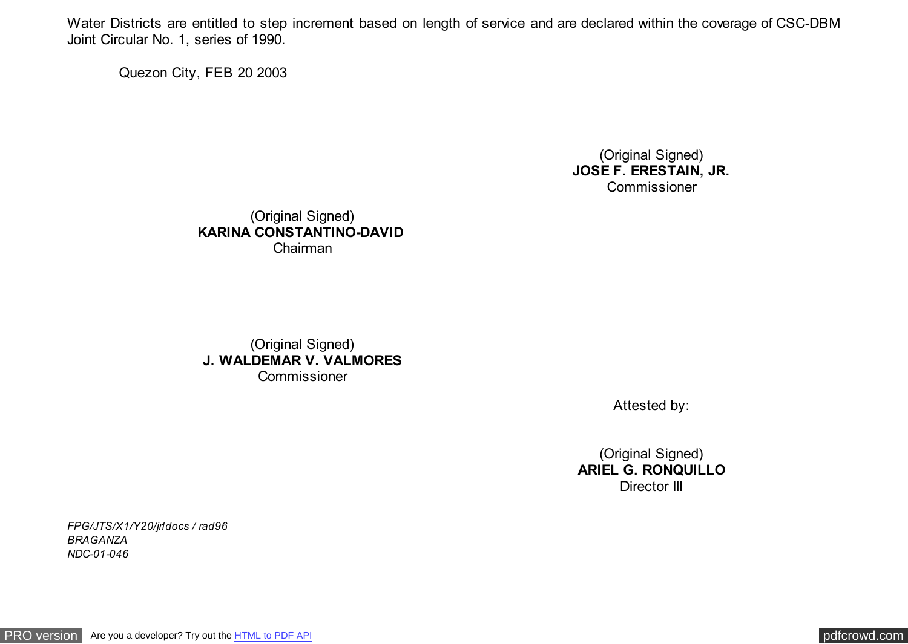Water Districts are entitled to step increment based on length of service and are declared within the coverage of CSC-DBM Joint Circular No. 1, series of 1990.

Quezon City, FEB 20 2003

(Original Signed)
**JOSE F. ERESTAIN, JR.**
Commissioner

(Original Signed)
**KARINA CONSTANTINO-DAVID**
Chairman

(Original Signed)
**J. WALDEMAR V. VALMORES**
Commissioner

Attested by:

(Original Signed)
**ARIEL G. RONQUILLO**
Director III

*FPG/JTS/X1/Y20/jrldocs / rad96*
*BRAGANZA*
*NDC-01-046*